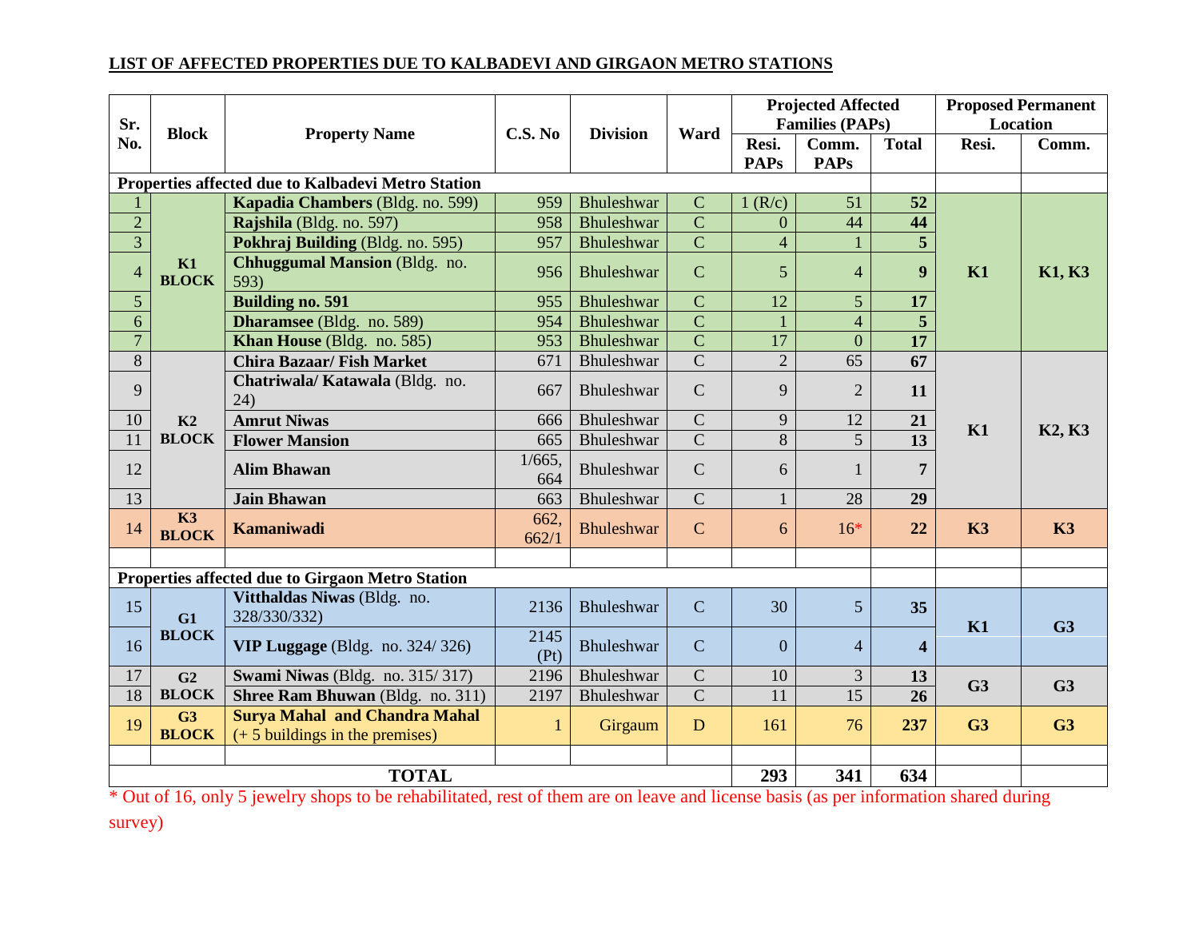## LIST OF AFFECTED PROPERTIES DUE TO KALBADEVI AND GIRGAON METRO STATIONS

| Sr. No. | Block | Property Name | C.S. No | Division | Ward | Projected Affected Families (PAPs) | | | Proposed Permanent Location | |
|---|---|---|---|---|---|---|---|---|---|---|
| | | | | | | Resi. PAPs | Comm. PAPs | Total | Resi. | Comm. |
| **Properties affected due to Kalbadevi Metro Station** | | | | | | | | | | |
| 1 | K1 BLOCK | **Kapadia Chambers** (Bldg. no. 599) | 959 | Bhuleshwar | C | 1 (R/c) | 51 | **52** | K1 | K1, K3 |
| 2 | | **Rajshila** (Bldg. no. 597) | 958 | Bhuleshwar | C | 0 | 44 | **44** | | |
| 3 | | **Pokhraj Building** (Bldg. no. 595) | 957 | Bhuleshwar | C | 4 | 1 | **5** | | |
| 4 | | **Chhuggumal Mansion** (Bldg. no. 593) | 956 | Bhuleshwar | C | 5 | 4 | **9** | | |
| 5 | | **Building no. 591** | 955 | Bhuleshwar | C | 12 | 5 | **17** | | |
| 6 | | **Dharamsee** (Bldg. no. 589) | 954 | Bhuleshwar | C | 1 | 4 | **5** | | |
| 7 | | **Khan House** (Bldg. no. 585) | 953 | Bhuleshwar | C | 17 | 0 | **17** | | |
| 8 | K2 BLOCK | **Chira Bazaar/ Fish Market** | 671 | Bhuleshwar | C | 2 | 65 | **67** | K1 | K2, K3 |
| 9 | | **Chatriwala/ Katawala** (Bldg. no. 24) | 667 | Bhuleshwar | C | 9 | 2 | **11** | | |
| 10 | | **Amrut Niwas** | 666 | Bhuleshwar | C | 9 | 12 | **21** | | |
| 11 | | **Flower Mansion** | 665 | Bhuleshwar | C | 8 | 5 | **13** | | |
| 12 | | **Alim Bhawan** | 1/665, 664 | Bhuleshwar | C | 6 | 1 | **7** | | |
| 13 | | **Jain Bhawan** | 663 | Bhuleshwar | C | 1 | 28 | **29** | | |
| 14 | K3 BLOCK | **Kamaniwadi** | 662, 662/1 | Bhuleshwar | C | 6 | 16* | **22** | K3 | K3 |
| | | | | | | | | | | |
| **Properties affected due to Girgaon Metro Station** | | | | | | | | | | |
| 15 | G1 BLOCK | **Vitthaldas Niwas** (Bldg. no. 328/330/332) | 2136 | Bhuleshwar | C | 30 | 5 | **35** | K1 | G3 |
| 16 | | **VIP Luggage** (Bldg. no. 324/ 326) | 2145 (Pt) | Bhuleshwar | C | 0 | 4 | **4** | | |
| 17 | G2 BLOCK | **Swami Niwas** (Bldg. no. 315/ 317) | 2196 | Bhuleshwar | C | 10 | 3 | **13** | G3 | G3 |
| 18 | | **Shree Ram Bhuwan** (Bldg. no. 311) | 2197 | Bhuleshwar | C | 11 | 15 | **26** | | |
| 19 | G3 BLOCK | **Surya Mahal and Chandra Mahal** (+ 5 buildings in the premises) | 1 | Girgaum | D | 161 | 76 | **237** | G3 | G3 |
| | | | | | | | | | | |
| **TOTAL** | | | | | | **293** | **341** | **634** | | |

* Out of 16, only 5 jewelry shops to be rehabilitated, rest of them are on leave and license basis (as per information shared during survey)